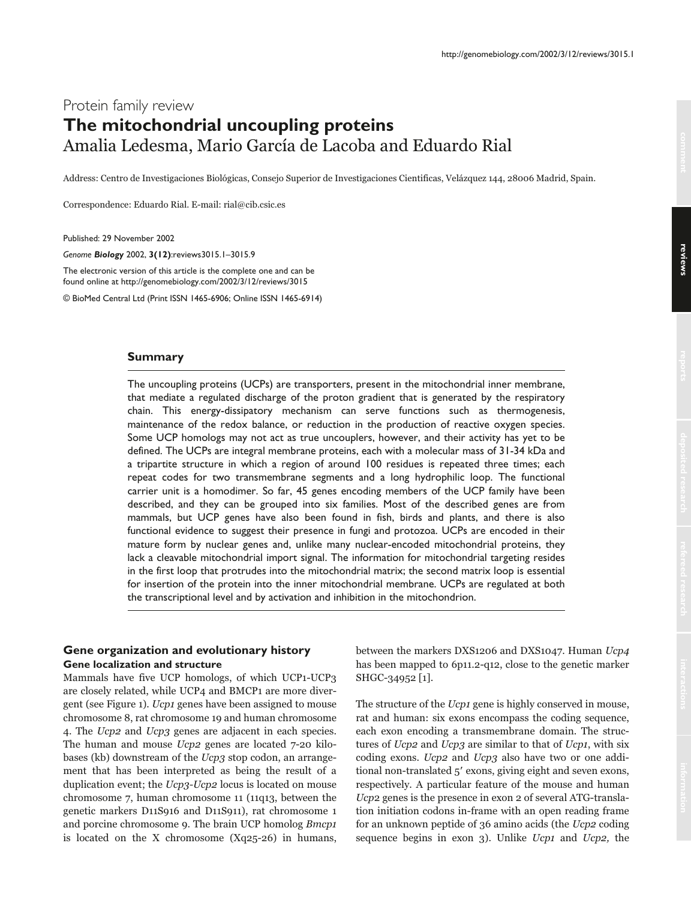Protein family review

# The mitochondrial uncoupling proteins

Amalia Ledesma, Mario García de Lacoba and Eduardo Rial

Address: Centro de Investigaciones Biológicas, Consejo Superior de Investigaciones Cientificas, Velázquez 144, 28006 Madrid, Spain.

Correspondence: Eduardo Rial. E-mail: rial@cib.csic.es

Published: 29 November 2002

*Genome **Biology*** 2002, **3(12)**:reviews3015.1–3015.9

The electronic version of this article is the complete one and can be found online at http://genomebiology.com/2002/3/12/reviews/3015

© BioMed Central Ltd (Print ISSN 1465-6906; Online ISSN 1465-6914)

## Summary

The uncoupling proteins (UCPs) are transporters, present in the mitochondrial inner membrane, that mediate a regulated discharge of the proton gradient that is generated by the respiratory chain. This energy-dissipatory mechanism can serve functions such as thermogenesis, maintenance of the redox balance, or reduction in the production of reactive oxygen species. Some UCP homologs may not act as true uncouplers, however, and their activity has yet to be defined. The UCPs are integral membrane proteins, each with a molecular mass of 31-34 kDa and a tripartite structure in which a region of around 100 residues is repeated three times; each repeat codes for two transmembrane segments and a long hydrophilic loop. The functional carrier unit is a homodimer. So far, 45 genes encoding members of the UCP family have been described, and they can be grouped into six families. Most of the described genes are from mammals, but UCP genes have also been found in fish, birds and plants, and there is also functional evidence to suggest their presence in fungi and protozoa. UCPs are encoded in their mature form by nuclear genes and, unlike many nuclear-encoded mitochondrial proteins, they lack a cleavable mitochondrial import signal. The information for mitochondrial targeting resides in the first loop that protrudes into the mitochondrial matrix; the second matrix loop is essential for insertion of the protein into the inner mitochondrial membrane. UCPs are regulated at both the transcriptional level and by activation and inhibition in the mitochondrion.

## Gene organization and evolutionary history

### Gene localization and structure

Mammals have five UCP homologs, of which UCP1-UCP3 are closely related, while UCP4 and BMCP1 are more divergent (see Figure 1). *Ucp1* genes have been assigned to mouse chromosome 8, rat chromosome 19 and human chromosome 4. The *Ucp2* and *Ucp3* genes are adjacent in each species. The human and mouse *Ucp2* genes are located 7-20 kilobases (kb) downstream of the *Ucp3* stop codon, an arrangement that has been interpreted as being the result of a duplication event; the *Ucp3-Ucp2* locus is located on mouse chromosome 7, human chromosome 11 (11q13, between the genetic markers D11S916 and D11S911), rat chromosome 1 and porcine chromosome 9. The brain UCP homolog *Bmcp1* is located on the X chromosome (Xq25-26) in humans, between the markers DXS1206 and DXS1047. Human *Ucp4* has been mapped to 6p11.2-q12, close to the genetic marker SHGC-34952 [1].

The structure of the *Ucp1* gene is highly conserved in mouse, rat and human: six exons encompass the coding sequence, each exon encoding a transmembrane domain. The structures of *Ucp2* and *Ucp3* are similar to that of *Ucp1*, with six coding exons. *Ucp2* and *Ucp3* also have two or one additional non-translated 5′ exons, giving eight and seven exons, respectively. A particular feature of the mouse and human *Ucp2* genes is the presence in exon 2 of several ATG-translation initiation codons in-frame with an open reading frame for an unknown peptide of 36 amino acids (the *Ucp2* coding sequence begins in exon 3). Unlike *Ucp1* and *Ucp2,* the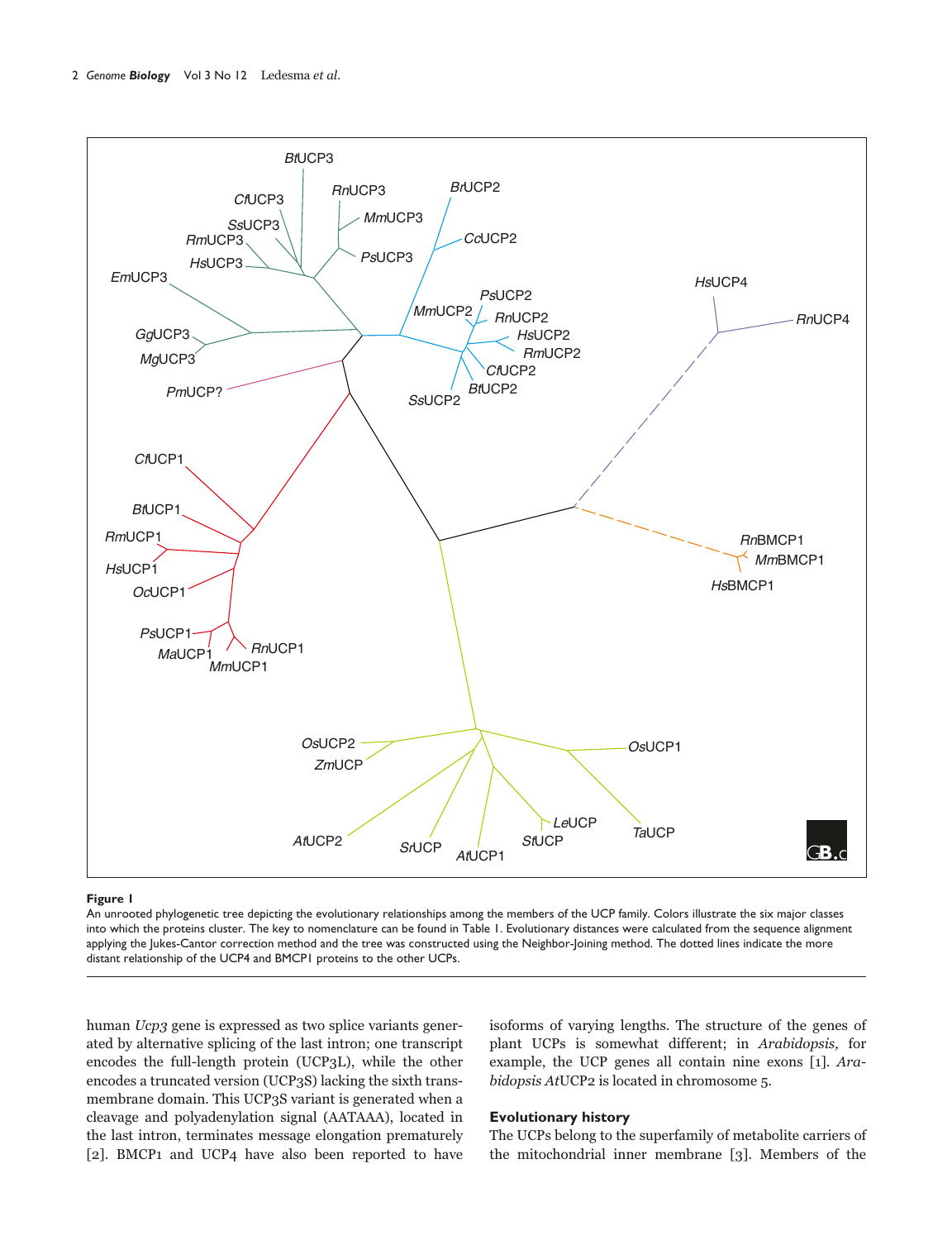**Figure 1**
An unrooted phylogenetic tree depicting the evolutionary relationships among the members of the UCP family. Colors illustrate the six major classes into which the proteins cluster. The key to nomenclature can be found in Table 1. Evolutionary distances were calculated from the sequence alignment applying the Jukes-Cantor correction method and the tree was constructed using the Neighbor-Joining method. The dotted lines indicate the more distant relationship of the UCP4 and BMCP1 proteins to the other UCPs.

human *Ucp3* gene is expressed as two splice variants generated by alternative splicing of the last intron; one transcript encodes the full-length protein (UCP3L), while the other encodes a truncated version (UCP3S) lacking the sixth transmembrane domain. This UCP3S variant is generated when a cleavage and polyadenylation signal (AATAAA), located in the last intron, terminates message elongation prematurely [2]. BMCP1 and UCP4 have also been reported to have isoforms of varying lengths. The structure of the genes of plant UCPs is somewhat different; in *Arabidopsis,* for example, the UCP genes all contain nine exons [1]. *Arabidopsis AtUCP2* is located in chromosome 5.

## Evolutionary history

The UCPs belong to the superfamily of metabolite carriers of the mitochondrial inner membrane [3]. Members of the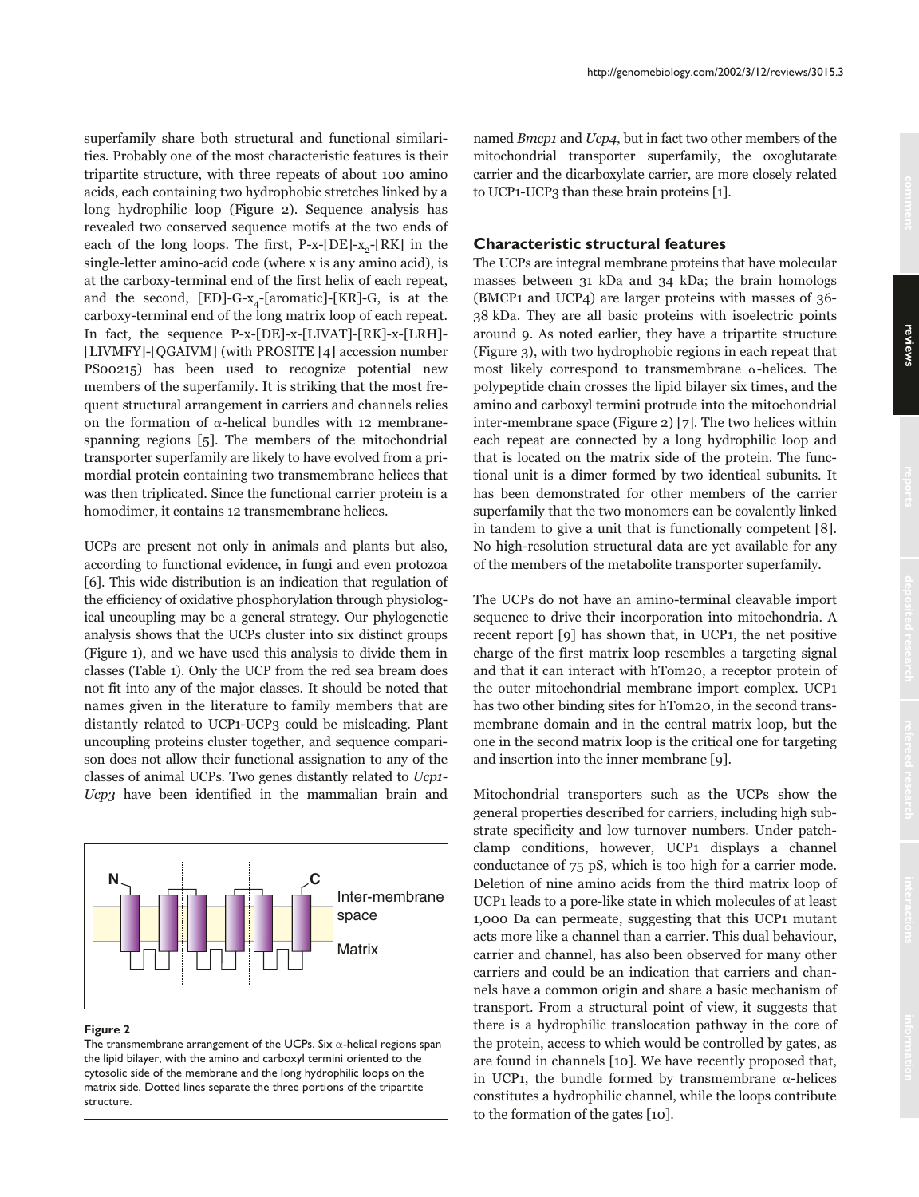superfamily share both structural and functional similarities. Probably one of the most characteristic features is their tripartite structure, with three repeats of about 100 amino acids, each containing two hydrophobic stretches linked by a long hydrophilic loop (Figure 2). Sequence analysis has revealed two conserved sequence motifs at the two ends of each of the long loops. The first, P-x-[DE]-$x_2$-[RK] in the single-letter amino-acid code (where x is any amino acid), is at the carboxy-terminal end of the first helix of each repeat, and the second, [ED]-G-$x_4$-[aromatic]-[KR]-G, is at the carboxy-terminal end of the long matrix loop of each repeat. In fact, the sequence P-x-[DE]-x-[LIVAT]-[RK]-x-[LRH]-[LIVMFY]-[QGAIVM] (with PROSITE [4] accession number PS00215) has been used to recognize potential new members of the superfamily. It is striking that the most frequent structural arrangement in carriers and channels relies on the formation of α-helical bundles with 12 membrane-spanning regions [5]. The members of the mitochondrial transporter superfamily are likely to have evolved from a primordial protein containing two transmembrane helices that was then triplicated. Since the functional carrier protein is a homodimer, it contains 12 transmembrane helices.

UCPs are present not only in animals and plants but also, according to functional evidence, in fungi and even protozoa [6]. This wide distribution is an indication that regulation of the efficiency of oxidative phosphorylation through physiological uncoupling may be a general strategy. Our phylogenetic analysis shows that the UCPs cluster into six distinct groups (Figure 1), and we have used this analysis to divide them in classes (Table 1). Only the UCP from the red sea bream does not fit into any of the major classes. It should be noted that names given in the literature to family members that are distantly related to UCP1-UCP3 could be misleading. Plant uncoupling proteins cluster together, and sequence comparison does not allow their functional assignation to any of the classes of animal UCPs. Two genes distantly related to *Ucp1-Ucp3* have been identified in the mammalian brain and named *Bmcp1* and *Ucp4*, but in fact two other members of the mitochondrial transporter superfamily, the oxoglutarate carrier and the dicarboxylate carrier, are more closely related to UCP1-UCP3 than these brain proteins [1].

**Figure 2**
The transmembrane arrangement of the UCPs. Six α-helical regions span the lipid bilayer, with the amino and carboxyl termini oriented to the cytosolic side of the membrane and the long hydrophilic loops on the matrix side. Dotted lines separate the three portions of the tripartite structure.

## Characteristic structural features

The UCPs are integral membrane proteins that have molecular masses between 31 kDa and 34 kDa; the brain homologs (BMCP1 and UCP4) are larger proteins with masses of 36-38 kDa. They are all basic proteins with isoelectric points around 9. As noted earlier, they have a tripartite structure (Figure 3), with two hydrophobic regions in each repeat that most likely correspond to transmembrane α-helices. The polypeptide chain crosses the lipid bilayer six times, and the amino and carboxyl termini protrude into the mitochondrial inter-membrane space (Figure 2) [7]. The two helices within each repeat are connected by a long hydrophilic loop and that is located on the matrix side of the protein. The functional unit is a dimer formed by two identical subunits. It has been demonstrated for other members of the carrier superfamily that the two monomers can be covalently linked in tandem to give a unit that is functionally competent [8]. No high-resolution structural data are yet available for any of the members of the metabolite transporter superfamily.

The UCPs do not have an amino-terminal cleavable import sequence to drive their incorporation into mitochondria. A recent report [9] has shown that, in UCP1, the net positive charge of the first matrix loop resembles a targeting signal and that it can interact with hTom20, a receptor protein of the outer mitochondrial membrane import complex. UCP1 has two other binding sites for hTom20, in the second transmembrane domain and in the central matrix loop, but the one in the second matrix loop is the critical one for targeting and insertion into the inner membrane [9].

Mitochondrial transporters such as the UCPs show the general properties described for carriers, including high substrate specificity and low turnover numbers. Under patch-clamp conditions, however, UCP1 displays a channel conductance of 75 pS, which is too high for a carrier mode. Deletion of nine amino acids from the third matrix loop of UCP1 leads to a pore-like state in which molecules of at least 1,000 Da can permeate, suggesting that this UCP1 mutant acts more like a channel than a carrier. This dual behaviour, carrier and channel, has also been observed for many other carriers and could be an indication that carriers and channels have a common origin and share a basic mechanism of transport. From a structural point of view, it suggests that there is a hydrophilic translocation pathway in the core of the protein, access to which would be controlled by gates, as are found in channels [10]. We have recently proposed that, in UCP1, the bundle formed by transmembrane α-helices constitutes a hydrophilic channel, while the loops contribute to the formation of the gates [10].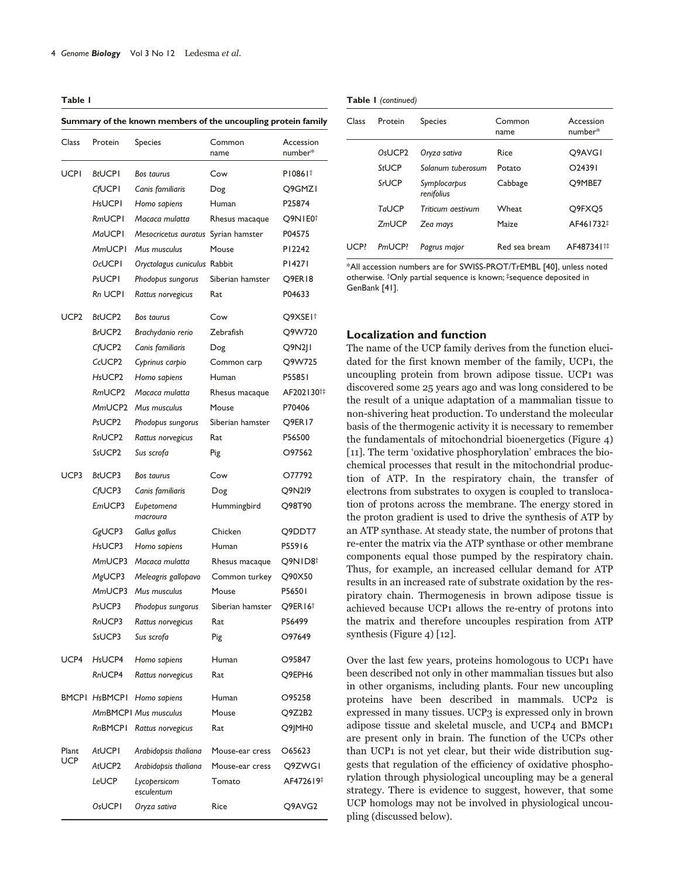**Table 1**

**Summary of the known members of the uncoupling protein family**

| Class | Protein | Species | Common name | Accession number* |
|---|---|---|---|---|
| UCP1 | *Bt*UCP1 | *Bos taurus* | Cow | P10861† |
| | *Cf*UCP1 | *Canis familiaris* | Dog | Q9GMZ1 |
| | *Hs*UCP1 | *Homo sapiens* | Human | P25874 |
| | *Rm*UCP1 | *Macaca mulatta* | Rhesus macaque | Q9NIE0† |
| | *Ma*UCP1 | *Mesocricetus auratus* | Syrian hamster | P04575 |
| | *Mm*UCP1 | *Mus musculus* | Mouse | P12242 |
| | *Oc*UCP1 | *Oryctolagus cuniculus* | Rabbit | P14271 |
| | *Ps*UCP1 | *Phodopus sungorus* | Siberian hamster | Q9ER18 |
| | *Rn* UCP1 | *Rattus norvegicus* | Rat | P04633 |
| UCP2 | *Bt*UCP2 | *Bos taurus* | Cow | Q9XSE1† |
| | *Br*UCP2 | *Brachydanio rerio* | Zebrafish | Q9W720 |
| | *Cf*UCP2 | *Canis familiaris* | Dog | Q9N2J1 |
| | *Cc*UCP2 | *Cyprinus carpio* | Common carp | Q9W725 |
| | *Hs*UCP2 | *Homo sapiens* | Human | P55851 |
| | *Rm*UCP2 | *Macaca mulatta* | Rhesus macaque | AF202130†‡ |
| | *Mm*UCP2 | *Mus musculus* | Mouse | P70406 |
| | *Ps*UCP2 | *Phodopus sungorus* | Siberian hamster | Q9ER17 |
| | *Rn*UCP2 | *Rattus norvegicus* | Rat | P56500 |
| | *Ss*UCP2 | *Sus scrofa* | Pig | O97562 |
| UCP3 | *Bt*UCP3 | *Bos taurus* | Cow | O77792 |
| | *Cf*UCP3 | *Canis familiaris* | Dog | Q9N2I9 |
| | *Em*UCP3 | *Eupetomena macroura* | Hummingbird | Q98T90 |
| | *Gg*UCP3 | *Gallus gallus* | Chicken | Q9DDT7 |
| | *Hs*UCP3 | *Homo sapiens* | Human | P55916 |
| | *Mm*UCP3 | *Macaca mulatta* | Rhesus macaque | Q9N1D8† |
| | *Mg*UCP3 | *Meleagris gallopavo* | Common turkey | Q90X50 |
| | *Mm*UCP3 | *Mus musculus* | Mouse | P56501 |
| | *Ps*UCP3 | *Phodopus sungorus* | Siberian hamster | Q9ER16† |
| | *Rn*UCP3 | *Rattus norvegicus* | Rat | P56499 |
| | *Ss*UCP3 | *Sus scrofa* | Pig | O97649 |
| UCP4 | *Hs*UCP4 | *Homo sapiens* | Human | O95847 |
| | *Rn*UCP4 | *Rattus norvegicus* | Rat | Q9EPH6 |
| BMCP1 | *Hs*BMCP1 | *Homo sapiens* | Human | O95258 |
| | *Mm*BMCP1 | *Mus musculus* | Mouse | Q9Z2B2 |
| | *Rn*BMCP1 | *Rattus norvegicus* | Rat | Q9JMH0 |
| Plant UCP | *At*UCP1 | *Arabidopsis thaliana* | Mouse-ear cress | O65623 |
| | *At*UCP2 | *Arabidopsis thaliana* | Mouse-ear cress | Q9ZWG1 |
| | *Le*UCP | *Lycopersicom esculentum* | Tomato | AF472619‡ |
| | *Os*UCP1 | *Oryza sativa* | Rice | Q9AVG2 |
| | *Os*UCP2 | *Oryza sativa* | Rice | Q9AVG1 |
| | *St*UCP | *Solanum tuberosum* | Potato | O24391 |
| | *Sr*UCP | *Symplocarpus renifolius* | Cabbage | Q9MBE7 |
| | *Ta*UCP | *Triticum aestivum* | Wheat | Q9FXQ5 |
| | *Zm*UCP | *Zea mays* | Maize | AF461732‡ |
| UCP? | *Pm*UCP? | *Pagrus major* | Red sea bream | AF487341†‡ |

*All accession numbers are for SWISS-PROT/TrEMBL [40], unless noted otherwise. †Only partial sequence is known; ‡sequence deposited in GenBank [41].

## Localization and function

The name of the UCP family derives from the function elucidated for the first known member of the family, UCP1, the uncoupling protein from brown adipose tissue. UCP1 was discovered some 25 years ago and was long considered to be the result of a unique adaptation of a mammalian tissue to non-shivering heat production. To understand the molecular basis of the thermogenic activity it is necessary to remember the fundamentals of mitochondrial bioenergetics (Figure 4) [11]. The term 'oxidative phosphorylation' embraces the biochemical processes that result in the mitochondrial production of ATP. In the respiratory chain, the transfer of electrons from substrates to oxygen is coupled to translocation of protons across the membrane. The energy stored in the proton gradient is used to drive the synthesis of ATP by an ATP synthase. At steady state, the number of protons that re-enter the matrix via the ATP synthase or other membrane components equal those pumped by the respiratory chain. Thus, for example, an increased cellular demand for ATP results in an increased rate of substrate oxidation by the respiratory chain. Thermogenesis in brown adipose tissue is achieved because UCP1 allows the re-entry of protons into the matrix and therefore uncouples respiration from ATP synthesis (Figure 4) [12].

Over the last few years, proteins homologous to UCP1 have been described not only in other mammalian tissues but also in other organisms, including plants. Four new uncoupling proteins have been described in mammals. UCP2 is expressed in many tissues. UCP3 is expressed only in brown adipose tissue and skeletal muscle, and UCP4 and BMCP1 are present only in brain. The function of the UCPs other than UCP1 is not yet clear, but their wide distribution suggests that regulation of the efficiency of oxidative phosphorylation through physiological uncoupling may be a general strategy. There is evidence to suggest, however, that some UCP homologs may not be involved in physiological uncoupling (discussed below).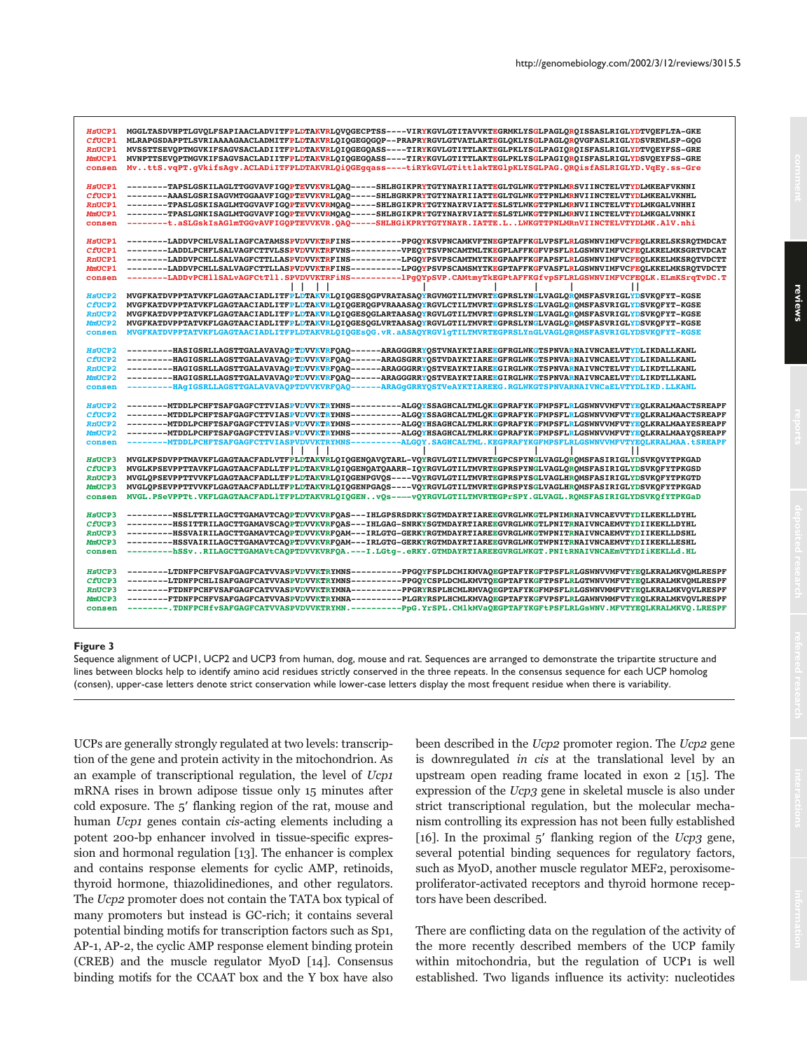```
HsUCP1  MGGLTASDVHPTLGVQLFSAPIAACLADVITFPLDTAKVRLQVQGECPTSS----VIRYKGVLGTITAVVKTEGRMKLYSGLPAGLQRQISSASLRIGLYDTVQEFLTA-GKE
CfUCP1  MLRAPGSDAPPTLSVRIAAAAGAACLADMITFPLDTAKVRLQIQGEGQGQP--PRAPRYRGVLGTVATLARTEGLQKLYSGLPAGLQRQVGFASLRIGLYDSVREWLSP-GQG
RnUCP1  MVSSTTSEVQPTMGVKIFSAGVSACLADIITFPLDTAKVRLQIQGEGQASS----TIRYKGVLGTITTLAKTEGLPKLYSGLPAGIQRQISFASLRIGLYDTVQEYFSS-GRE
MmUCP1  MVNPTTSEVQPTMGVKIFSAGVSACLADIITFPLDTAKVRLQIQGEGQASS----TIRYKGVLGTITTLAKTEGLPKLYSGLPAGIQRQISFASLRIGLYDSVQEYFSS-GRE
consen  Mv..ttS.vqPT.gVkifsAgv.ACLADiITFPLDTAKVRLQiQGEgqass----tiRYkGVLGTittlakTEGlpKLYSGLPAG.QRQisfASLRIGLYD.VqEy.ss-Gre

HsUCP1  --------TAPSLGSKILAGLTTGGVAVFIGQPTEVVKVRLQAQ-----SHLHGIKPRYTGTYNAYRIIATTEGLTGLWKGTTPNLMRSVIINCTELVTYDLMKEAFVKNNI
CfUCP1  --------AAASLGSRISAGVMTGGAAVFIGQPTEVVKVRLQAQ-----SHLHGRKPRYTGTYNAYRIIATTEGLTGLWKGTTPNLMRNVIINCTELVTYDLMKEALVKNHL
RnUCP1  --------TPASLGSKISAGLMTGGVAVFIGQPTEVVKVRMQAQ-----SHLHGIKPRYTGTYNAYRVIATTESLSTLWKGTTPNLMRNVIINCTELVTYDLMKGALVNHHI
MmUCP1  --------TPASLGNKISAGLMTGGVAVFIGQPTEVVKVRMQAQ-----SHLHGIKPRYTGTYNAYRVIATTESLSTLWKGTTPNLMRNVIINCTELVTYDLMKGALVNNKI
consen  --------t.aSLGskIsAGlmTGGvAVFIGQPTEVVKVR.QAQ-----SHLHGiKPRYTGTYNAYR.IATTE.L..LWKGTTPNLMRnVIINCTELVTYDLMK.AlV.nhi

HsUCP1  --------LADDVPCHLVSALIAGFCATAMSSPVDVVKTRFINS----------PPGQYKSVPNCAMKVFTNEGPTAFFKGLVPSFLRLGSWNVIMFVCFEQLKRELSKSRQTMDCAT
CfUCP1  --------LADDLPCHFLSALVAGFCTTVLSSPVDVVKTRFVNS----------VPEQYTSVPNCAMTMLTKEGPLAFFKGFVPSFLRLGSWNVIMFVCFEQLKRELMKSGRTVDCAT
RnUCP1  --------LADDVPCHLLSALVAGFCTTLLASPVDVVKTRFINS----------LPGQYPSVPSCAMTMYTKEGPAAFFKGFAPSFLRLGSWNVIMFVCFEQLKKELMKSRQTVDCTT
MmUCP1  --------LADDVPCHLLSALVAGFCTTLLASPVDVVKTRFINS----------LPGQYPSVPSCAMSMYTKEGPTAFFKGFVASFLRLGSWNVIMFVCFEQLKKELMKSRQTVDCTT
consen  --------LADDvPCHllSALvAGFCtTll.SPVDVVKTRFiNS----------lPgQYpSVP.CAMtmyTkEGPtAFFKGfvpSFLRLGSWNVIMFVCFEQLK.ELmKSrqTvDC.T

HsUCP2  MVGFKATDVPPTATVKFLGAGTAACIADLITFPLDTAKVRLQIQGESQGPVRATASAQYRGVMGTILTMVRTEGPRSLYNGLVAGLQRQMSFASVRIGLYDSVKQFYT-KGSE
CfUCP2  MVGFKATDVPPTATVKFLGAGTAACIADLITFPLDTAKVRLQIQGERQGPVQAAAASAQYRGVLCTILTMVRTEGPRSLYSGLVAGLQRQMSFASVRIGLYDSVKQFYT-KGSE
RnUCP2  MVGFKATDVPPTATVKFLGAGTAACIADLITFPLDTAKVRLQIQGESQGLARTAASAQYRGVLGTILTMVRTEGPRSLYNGLVAGLQRQMSFASVRIGLYDSVKQFYT-KGSE
MmUCP2  MVGFKATDVPPTATVKFLGAGTAACIADLITFPLDTAKVRLQIQGESQGLVRTAASAQYRGVLGTILTMVRTEGPRSLYNGLVAGLQRQMSFASVRIGLYDSVKQFYT-KGSE
consen  MVGFKATDVPPTATVKFLGAGTAACIADLITFPLDTAKVRLQIQGEsQG.vR.aASAQYRGVlgTILTMVRTEGPRSLYnGLVAGLQRQMSFASVRIGLYDSVKQFYT-KGSE

HsUCP2  ---------HASIGSRLLAGSTTGALAVAVAQPTDVVKVRFQAQ------ARAGGGRRYQSTVNAYKTIAREEGFRGLWKGTSPNVARNAIVNCAELVTYDLIKDALLKANL
CfUCP2  ---------HAGIGSRLLAGSTTGALAVAVAQPTDVVKVRFQAQ------ARAGSGRRYQSTVDAYKTIAREEGFRGLWKGTSPNVARNAIVNCAELVTYDLIKDALLKANL
RnUCP2  ---------HAGIGSRLLAGSTTGALAVAVAQPTDVVKVRFQAQ------ARAGGGRRYQSTVEAYKTIAREEGIRGLWKGTSPNVARNAIVNCTELVTYDLIKDTLLKANL
MmUCP2  ---------HAGIGSRLLAGSTTGALAVAVAQPTDVVKVRFQAQ------ARAGGGRRYQSTVEAYKTIAREEGIRGLWKGTSPNVARNAIVNCAELVTYDLIKDTLLKANL
consen  ---------HAgIGSRLLAGSTTGALAVAVAQPTDVVKVRFQAQ------ARAGgGRRYQSTVeAYKTIAREEG.RGLWKGTSPNVARNAIVNCaELVTYDLIKD.LLKANL

HsUCP2  --------MTDDLPCHFTSAFGAGFCTTVIASPVDVVKTRYMNS----------ALGQYSSAGHCALTMLQKEGPRAFYKGFMPSFLRLGSWNVVMFVTYEQLKRALMAACTSREAPF
CfUCP2  --------MTDDLPCHFTSAFGAGFCTTVIASPVDVVKTRYMNS----------ALGQYSSAGHCALTMLQKEGPRAFYKGFMPSFLRLGSWNVVMFVTYEQLKRALMAACTSREAPF
RnUCP2  --------MTDDLPCHFTSAFGAGFCTTVIASPVDVVKTRYMNS----------ALGQYHSAGHCALTMLRKEGPRAFYKGFMPSFLRLGSWNVVMFVTYEQLKRALMAAYESREAPF
MmUCP2  --------MTDDLPCHFTSAFGAGFCTTVIASPVDVVKTRYMNS----------ALGQYHSAGHCALTMLRKEGPRAFYKGFMPSFLRLGSWNVVMFVTYEQLKRALMAAYQSREAPF
consen  --------MTDDLPCHFTSAFGAGFCTTVIASPVDVVKTRYMNS----------ALGQY.SAGHCALTML.KEGPRAFYKGFMPSFLRLGSWNVVMFVTYEQLKRALMAA.tSREAPF

HsUCP3  MVGLKPSDVPPTMAVKFLGAGTAACFADLVTFPLDTAKVRLQIQGENQAVQTARL-VQYRGVLGTILTMVRTEGPCSPYNGLVAGLQRQMSFASIRIGLYDSVKQVYTPKGAD
CfUCP3  MVGLKPSEVPPTTAVKFLGAGTAACFADLLTFPLDTAKVRLQIQGENQATQAARR-IQYRGVLGTILTMVRTEGPRSPYNGLVAGLQRQMSFASIRIGLYDSVKQFYTPKGSD
RnUCP3  MVGLQPSEVPPTTVVKFLGAGTAACFADLLTFPLDTAKVRLQIQGENPGVQS----VQYRGVLGTILTMVRTEGPRSPYSGLVAGLHRQMSFASIRIGLYDSVKQFYTPKGTD
MmUCP3  MVGLQPSEVPPTTVVKFLGAGTAACFADLLTFPLDTAKVRLQIQGENPGAQS----VQYRGVLGTILTMVRTEGPRSPYSGLVAGLHRQMSFASIRIGLYDSVKQFYTPKGAD
consen  MVGL.PSeVPPTt.VKFLGAGTAACFADLlTFPLDTAKVRLQIQGEN..vQs----vQYRGVLGTILTMVRTEGPrSPY.GLVAGL.RQMSFASIRIGLYDSVKQfYTPKGaD

HsUCP3  ---------NSSLTTRILAGCTTGAMAVTCAQPTDVVKVRFQAS---IHLGPSRSDRKYSGTMDAYRTIAREEGVRGLWKGTLPNIMRNAIVNCAEVVTYDILKEKLLDYHL
CfUCP3  ---------HSSITTRILAGCTTGAMAVSCAQPTDVVKVRFQAS---IHLGAG-SNRKYSGTMDAYRTIAREEGVRGLWKGTLPNITRNAIVNCAEMVTYDIIKEKLLDYHL
RnUCP3  ---------HSSVAIRILAGCTTGAMAVTCAQPTDVVKVRFQAM---IRLGTG-GERKYRGTMDAYRTIAREEGVRGLWKGTWPNITRNAIVNCAEMVTYDIIKEKLLDSHL
MmUCP3  ---------HSSVAIRILAGCTTGAMAVTCAQPTDVVKVRFQAM---IRLGTG-GERKYRGTMDAYRTIAREEGVRGLWKGTWPNITRNAIVNCAEMVTYDIIKEKLLESHL
consen  ---------hSSv..RILAGCTTGAMAVtCAQPTDVVKVRFQA.---I.LGtg-.eRKY.GTMDAYRTIAREEGVRGLWKGT.PNItRNAIVNCAEmVTYDIiKEKLL.HL

HsUCP3  --------LTDNFPCHFVSAFGAGFCATVVASPVDVVKTRYMNS----------PPGQYFSPLDCMIKMVAQEGPTAFYKGFTPSFLRLGSWNVVMFVTYEQLKRALMKVQMLRESPF
CfUCP3  --------LTDNFPCHLISAFGAGFCATVVASPVDVVKTRYMNS----------PPGQYCSPLDCMLKMVTQEGPTAFYKGFTPSFLRLGTWNVVMFVTYEQLKRALMKVQMLRESPF
RnUCP3  --------FTDNFPCHFVSAFGAGFCATVVASPVDVVKTRYMNA----------PPGRYRSPLHCMLRMVAQEGPTAFYKGFMPSFLRLGSWNVMMFVTYEQLKRALMKVQVLRESPF
MmUCP3  --------FTDNFPCHFVSAFGAGFCATVVASPVDVVKTRYMNA----------PLGRYRSPLHCMLKMVAQEGPTAFYKGFVPSFLRLGAWNVMMFVTYEQLKRALMKVQVLRESPF
consen  --------.TDNFPCHfvSAFGAGFCATVVASPVDVVKTRYMN.----------PpG.YrSPL.CMlkMvaQEGPTAFYKGFtPSFLRLGsWNV.MFVTYEQLKRALMKVQ.LRESPF
```

**Figure 3**

Sequence alignment of UCP1, UCP2 and UCP3 from human, dog, mouse and rat. Sequences are arranged to demonstrate the tripartite structure and lines between blocks help to identify amino acid residues strictly conserved in the three repeats. In the consensus sequence for each UCP homolog (consen), upper-case letters denote strict conservation while lower-case letters display the most frequent residue when there is variability.

UCPs are generally strongly regulated at two levels: transcription of the gene and protein activity in the mitochondrion. As an example of transcriptional regulation, the level of *Ucp1* mRNA rises in brown adipose tissue only 15 minutes after cold exposure. The 5′ flanking region of the rat, mouse and human *Ucp1* genes contain *cis*-acting elements including a potent 200-bp enhancer involved in tissue-specific expression and hormonal regulation [13]. The enhancer is complex and contains response elements for cyclic AMP, retinoids, thyroid hormone, thiazolidinediones, and other regulators. The *Ucp2* promoter does not contain the TATA box typical of many promoters but instead is GC-rich; it contains several potential binding motifs for transcription factors such as Sp1, AP-1, AP-2, the cyclic AMP response element binding protein (CREB) and the muscle regulator MyoD [14]. Consensus binding motifs for the CCAAT box and the Y box have also been described in the *Ucp2* promoter region. The *Ucp2* gene is downregulated *in cis* at the translational level by an upstream open reading frame located in exon 2 [15]. The expression of the *Ucp3* gene in skeletal muscle is also under strict transcriptional regulation, but the molecular mechanism controlling its expression has not been fully established [16]. In the proximal 5′ flanking region of the *Ucp3* gene, several potential binding sequences for regulatory factors, such as MyoD, another muscle regulator MEF2, peroxisome-proliferator-activated receptors and thyroid hormone receptors have been described.

There are conflicting data on the regulation of the activity of the more recently described members of the UCP family within mitochondria, but the regulation of UCP1 is well established. Two ligands influence its activity: nucleotides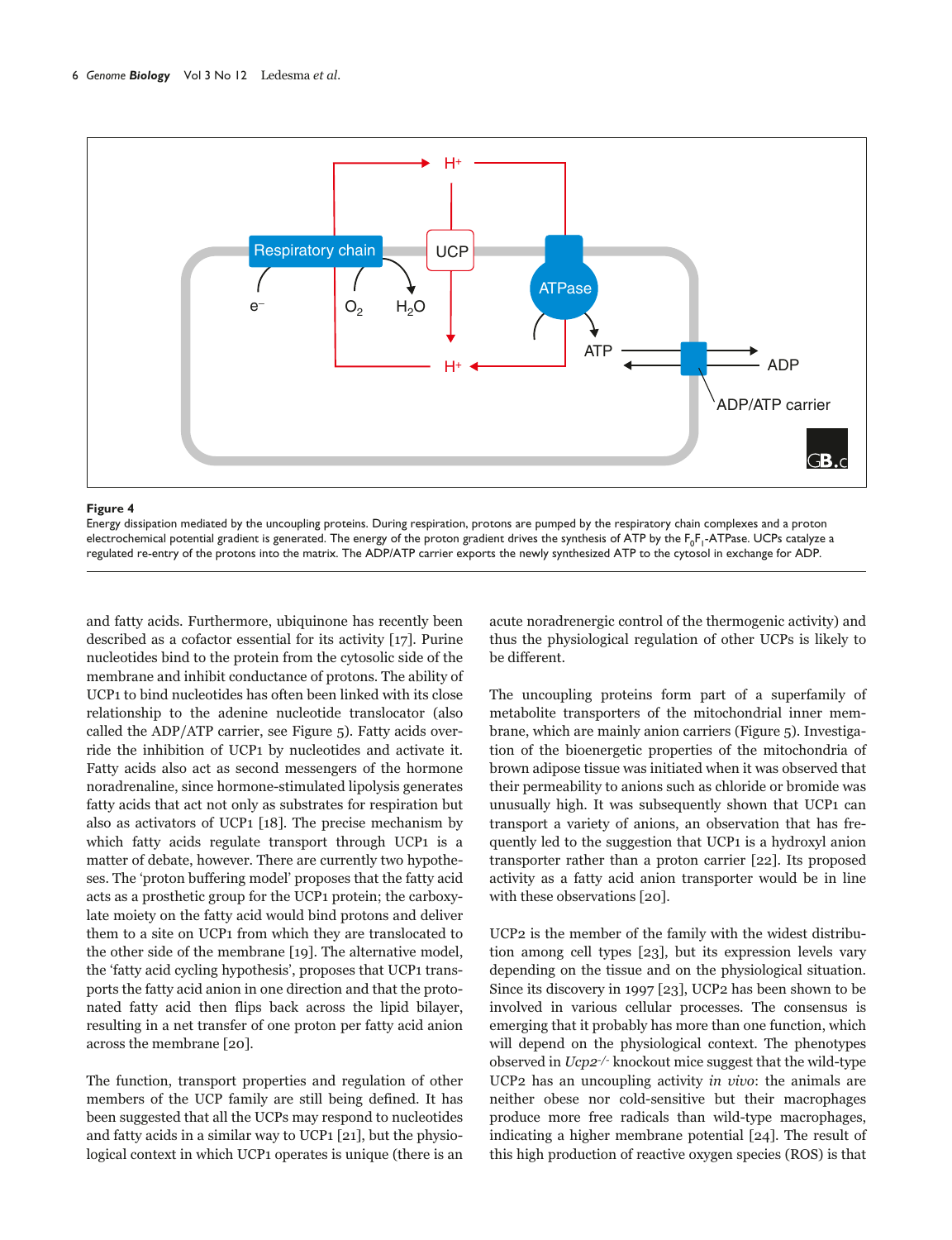**Figure 4**

Energy dissipation mediated by the uncoupling proteins. During respiration, protons are pumped by the respiratory chain complexes and a proton electrochemical potential gradient is generated. The energy of the proton gradient drives the synthesis of ATP by the $F_0F_1$-ATPase. UCPs catalyze a regulated re-entry of the protons into the matrix. The ADP/ATP carrier exports the newly synthesized ATP to the cytosol in exchange for ADP.

and fatty acids. Furthermore, ubiquinone has recently been described as a cofactor essential for its activity [17]. Purine nucleotides bind to the protein from the cytosolic side of the membrane and inhibit conductance of protons. The ability of UCP1 to bind nucleotides has often been linked with its close relationship to the adenine nucleotide translocator (also called the ADP/ATP carrier, see Figure 5). Fatty acids override the inhibition of UCP1 by nucleotides and activate it. Fatty acids also act as second messengers of the hormone noradrenaline, since hormone-stimulated lipolysis generates fatty acids that act not only as substrates for respiration but also as activators of UCP1 [18]. The precise mechanism by which fatty acids regulate transport through UCP1 is a matter of debate, however. There are currently two hypotheses. The 'proton buffering model' proposes that the fatty acid acts as a prosthetic group for the UCP1 protein; the carboxylate moiety on the fatty acid would bind protons and deliver them to a site on UCP1 from which they are translocated to the other side of the membrane [19]. The alternative model, the 'fatty acid cycling hypothesis', proposes that UCP1 transports the fatty acid anion in one direction and that the protonated fatty acid then flips back across the lipid bilayer, resulting in a net transfer of one proton per fatty acid anion across the membrane [20].

The function, transport properties and regulation of other members of the UCP family are still being defined. It has been suggested that all the UCPs may respond to nucleotides and fatty acids in a similar way to UCP1 [21], but the physiological context in which UCP1 operates is unique (there is an acute noradrenergic control of the thermogenic activity) and thus the physiological regulation of other UCPs is likely to be different.

The uncoupling proteins form part of a superfamily of metabolite transporters of the mitochondrial inner membrane, which are mainly anion carriers (Figure 5). Investigation of the bioenergetic properties of the mitochondria of brown adipose tissue was initiated when it was observed that their permeability to anions such as chloride or bromide was unusually high. It was subsequently shown that UCP1 can transport a variety of anions, an observation that has frequently led to the suggestion that UCP1 is a hydroxyl anion transporter rather than a proton carrier [22]. Its proposed activity as a fatty acid anion transporter would be in line with these observations [20].

UCP2 is the member of the family with the widest distribution among cell types [23], but its expression levels vary depending on the tissue and on the physiological situation. Since its discovery in 1997 [23], UCP2 has been shown to be involved in various cellular processes. The consensus is emerging that it probably has more than one function, which will depend on the physiological context. The phenotypes observed in *Ucp2*$^{-/-}$ knockout mice suggest that the wild-type UCP2 has an uncoupling activity *in vivo*: the animals are neither obese nor cold-sensitive but their macrophages produce more free radicals than wild-type macrophages, indicating a higher membrane potential [24]. The result of this high production of reactive oxygen species (ROS) is that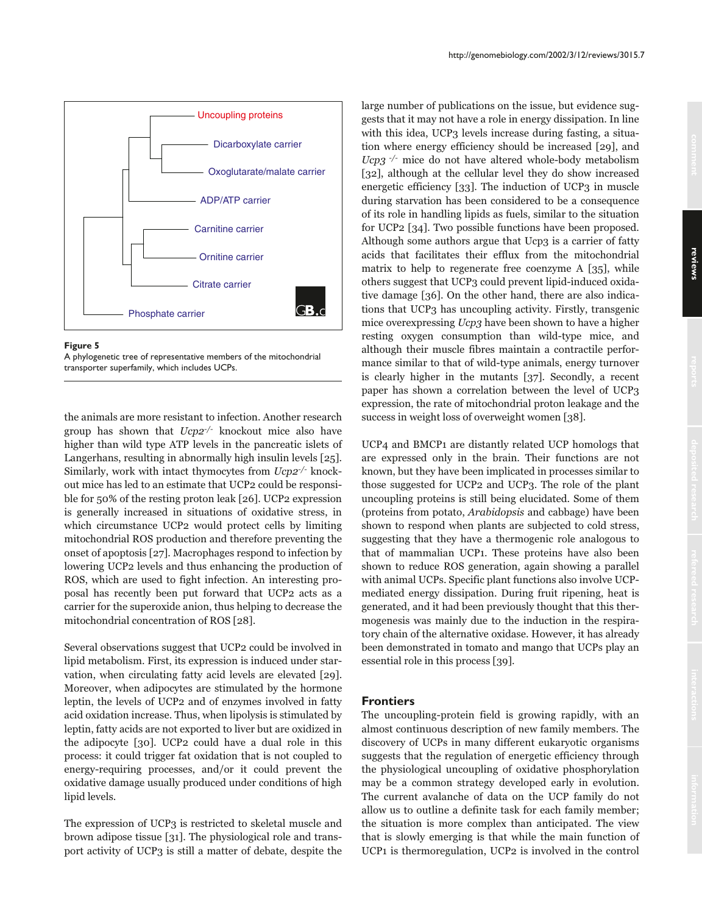Figure 5
A phylogenetic tree of representative members of the mitochondrial transporter superfamily, which includes UCPs.

the animals are more resistant to infection. Another research group has shown that *Ucp2*$^{-/-}$ knockout mice also have higher than wild type ATP levels in the pancreatic islets of Langerhans, resulting in abnormally high insulin levels [25]. Similarly, work with intact thymocytes from *Ucp2*$^{-/-}$ knockout mice has led to an estimate that UCP2 could be responsible for 50% of the resting proton leak [26]. UCP2 expression is generally increased in situations of oxidative stress, in which circumstance UCP2 would protect cells by limiting mitochondrial ROS production and therefore preventing the onset of apoptosis [27]. Macrophages respond to infection by lowering UCP2 levels and thus enhancing the production of ROS, which are used to fight infection. An interesting proposal has recently been put forward that UCP2 acts as a carrier for the superoxide anion, thus helping to decrease the mitochondrial concentration of ROS [28].

Several observations suggest that UCP2 could be involved in lipid metabolism. First, its expression is induced under starvation, when circulating fatty acid levels are elevated [29]. Moreover, when adipocytes are stimulated by the hormone leptin, the levels of UCP2 and of enzymes involved in fatty acid oxidation increase. Thus, when lipolysis is stimulated by leptin, fatty acids are not exported to liver but are oxidized in the adipocyte [30]. UCP2 could have a dual role in this process: it could trigger fat oxidation that is not coupled to energy-requiring processes, and/or it could prevent the oxidative damage usually produced under conditions of high lipid levels.

The expression of UCP3 is restricted to skeletal muscle and brown adipose tissue [31]. The physiological role and transport activity of UCP3 is still a matter of debate, despite the large number of publications on the issue, but evidence suggests that it may not have a role in energy dissipation. In line with this idea, UCP3 levels increase during fasting, a situation where energy efficiency should be increased [29], and *Ucp3* $^{-/-}$ mice do not have altered whole-body metabolism [32], although at the cellular level they do show increased energetic efficiency [33]. The induction of UCP3 in muscle during starvation has been considered to be a consequence of its role in handling lipids as fuels, similar to the situation for UCP2 [34]. Two possible functions have been proposed. Although some authors argue that Ucp3 is a carrier of fatty acids that facilitates their efflux from the mitochondrial matrix to help to regenerate free coenzyme A [35], while others suggest that UCP3 could prevent lipid-induced oxidative damage [36]. On the other hand, there are also indications that UCP3 has uncoupling activity. Firstly, transgenic mice overexpressing *Ucp3* have been shown to have a higher resting oxygen consumption than wild-type mice, and although their muscle fibres maintain a contractile performance similar to that of wild-type animals, energy turnover is clearly higher in the mutants [37]. Secondly, a recent paper has shown a correlation between the level of UCP3 expression, the rate of mitochondrial proton leakage and the success in weight loss of overweight women [38].

UCP4 and BMCP1 are distantly related UCP homologs that are expressed only in the brain. Their functions are not known, but they have been implicated in processes similar to those suggested for UCP2 and UCP3. The role of the plant uncoupling proteins is still being elucidated. Some of them (proteins from potato, *Arabidopsis* and cabbage) have been shown to respond when plants are subjected to cold stress, suggesting that they have a thermogenic role analogous to that of mammalian UCP1. These proteins have also been shown to reduce ROS generation, again showing a parallel with animal UCPs. Specific plant functions also involve UCP-mediated energy dissipation. During fruit ripening, heat is generated, and it had been previously thought that this thermogenesis was mainly due to the induction in the respiratory chain of the alternative oxidase. However, it has already been demonstrated in tomato and mango that UCPs play an essential role in this process [39].

## Frontiers

The uncoupling-protein field is growing rapidly, with an almost continuous description of new family members. The discovery of UCPs in many different eukaryotic organisms suggests that the regulation of energetic efficiency through the physiological uncoupling of oxidative phosphorylation may be a common strategy developed early in evolution. The current avalanche of data on the UCP family do not allow us to outline a definite task for each family member; the situation is more complex than anticipated. The view that is slowly emerging is that while the main function of UCP1 is thermoregulation, UCP2 is involved in the control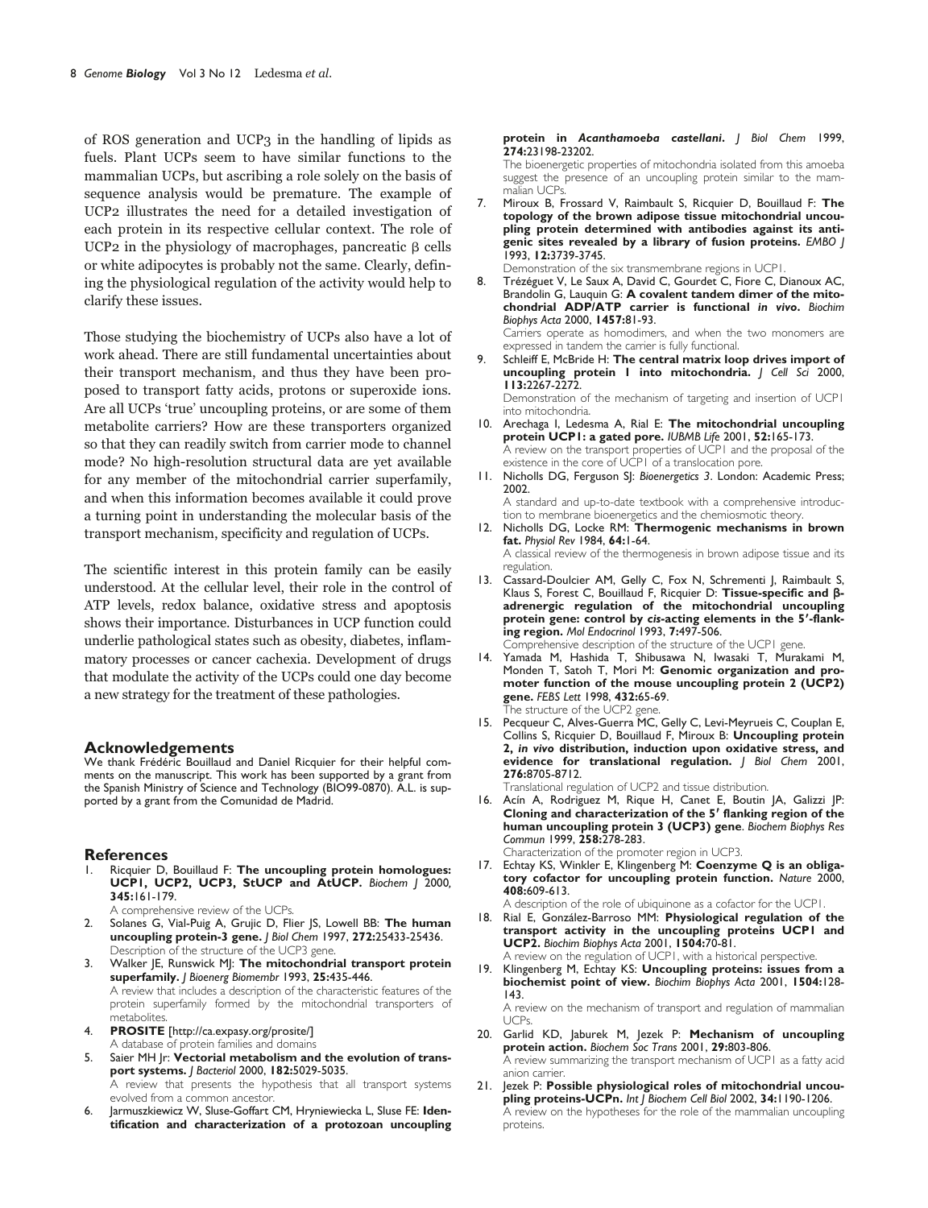of ROS generation and UCP3 in the handling of lipids as fuels. Plant UCPs seem to have similar functions to the mammalian UCPs, but ascribing a role solely on the basis of sequence analysis would be premature. The example of UCP2 illustrates the need for a detailed investigation of each protein in its respective cellular context. The role of UCP2 in the physiology of macrophages, pancreatic β cells or white adipocytes is probably not the same. Clearly, defining the physiological regulation of the activity would help to clarify these issues.

Those studying the biochemistry of UCPs also have a lot of work ahead. There are still fundamental uncertainties about their transport mechanism, and thus they have been proposed to transport fatty acids, protons or superoxide ions. Are all UCPs 'true' uncoupling proteins, or are some of them metabolite carriers? How are these transporters organized so that they can readily switch from carrier mode to channel mode? No high-resolution structural data are yet available for any member of the mitochondrial carrier superfamily, and when this information becomes available it could prove a turning point in understanding the molecular basis of the transport mechanism, specificity and regulation of UCPs.

The scientific interest in this protein family can be easily understood. At the cellular level, their role in the control of ATP levels, redox balance, oxidative stress and apoptosis shows their importance. Disturbances in UCP function could underlie pathological states such as obesity, diabetes, inflammatory processes or cancer cachexia. Development of drugs that modulate the activity of the UCPs could one day become a new strategy for the treatment of these pathologies.

## Acknowledgements

We thank Frédéric Bouillaud and Daniel Ricquier for their helpful comments on the manuscript. This work has been supported by a grant from the Spanish Ministry of Science and Technology (BIO99-0870). A.L. is supported by a grant from the Comunidad de Madrid.

## References

1. Ricquier D, Bouillaud F: **The uncoupling protein homologues: UCP1, UCP2, UCP3, StUCP and AtUCP.** *Biochem J* 2000, **345:**161-179.
   A comprehensive review of the UCPs.
2. Solanes G, Vial-Puig A, Grujic D, Flier JS, Lowell BB: **The human uncoupling protein-3 gene.** *J Biol Chem* 1997, **272:**25433-25436.
   Description of the structure of the UCP3 gene.
3. Walker JE, Runswick MJ: **The mitochondrial transport protein superfamily.** *J Bioenerg Biomembr* 1993, **25:**435-446.
   A review that includes a description of the characteristic features of the protein superfamily formed by the mitochondrial transporters of metabolites.
4. **PROSITE** [http://ca.expasy.org/prosite/]
   A database of protein families and domains
5. Saier MH Jr: **Vectorial metabolism and the evolution of transport systems.** *J Bacteriol* 2000, **182:**5029-5035.
   A review that presents the hypothesis that all transport systems evolved from a common ancestor.
6. Jarmuszkiewicz W, Sluse-Goffart CM, Hryniewiecka L, Sluse FE: **Identification and characterization of a protozoan uncoupling protein in *Acanthamoeba castellani*.** *J Biol Chem* 1999, **274:**23198-23202.
   The bioenergetic properties of mitochondria isolated from this amoeba suggest the presence of an uncoupling protein similar to the mammalian UCPs.
7. Miroux B, Frossard V, Raimbault S, Ricquier D, Bouillaud F: **The topology of the brown adipose tissue mitochondrial uncoupling protein determined with antibodies against its antigenic sites revealed by a library of fusion proteins.** *EMBO J* 1993, **12:**3739-3745.
   Demonstration of the six transmembrane regions in UCP1.
8. Trézéguet V, Le Saux A, David C, Gourdet C, Fiore C, Dianoux AC, Brandolin G, Lauquin G: **A covalent tandem dimer of the mitochondrial ADP/ATP carrier is functional *in vivo*.** *Biochim Biophys Acta* 2000, **1457:**81-93.
   Carriers operate as homodimers, and when the two monomers are expressed in tandem the carrier is fully functional.
9. Schleiff E, McBride H: **The central matrix loop drives import of uncoupling protein 1 into mitochondria.** *J Cell Sci* 2000, **113:**2267-2272.
   Demonstration of the mechanism of targeting and insertion of UCP1 into mitochondria.
10. Arechaga I, Ledesma A, Rial E: **The mitochondrial uncoupling protein UCP1: a gated pore.** *IUBMB Life* 2001, **52:**165-173.
    A review on the transport properties of UCP1 and the proposal of the existence in the core of UCP1 of a translocation pore.
11. Nicholls DG, Ferguson SJ: *Bioenergetics 3*. London: Academic Press; 2002.
    A standard and up-to-date textbook with a comprehensive introduction to membrane bioenergetics and the chemiosmotic theory.
12. Nicholls DG, Locke RM: **Thermogenic mechanisms in brown fat.** *Physiol Rev* 1984, **64:**1-64.
    A classical review of the thermogenesis in brown adipose tissue and its regulation.
13. Cassard-Doulcier AM, Gelly C, Fox N, Schrementi J, Raimbault S, Klaus S, Forest C, Bouillaud F, Ricquier D: **Tissue-specific and β-adrenergic regulation of the mitochondrial uncoupling protein gene: control by *cis*-acting elements in the 5′-flanking region.** *Mol Endocrinol* 1993, **7:**497-506.
    Comprehensive description of the structure of the UCP1 gene.
14. Yamada M, Hashida T, Shibusawa N, Iwasaki T, Murakami M, Monden T, Satoh T, Mori M: **Genomic organization and promoter function of the mouse uncoupling protein 2 (UCP2) gene.** *FEBS Lett* 1998, **432:**65-69.
    The structure of the UCP2 gene.
15. Pecqueur C, Alves-Guerra MC, Gelly C, Levi-Meyrueis C, Couplan E, Collins S, Ricquier D, Bouillaud F, Miroux B: **Uncoupling protein 2, *in vivo* distribution, induction upon oxidative stress, and evidence for translational regulation.** *J Biol Chem* 2001, **276:**8705-8712.
    Translational regulation of UCP2 and tissue distribution.
16. Acín A, Rodriguez M, Rique H, Canet E, Boutin JA, Galizzi JP: **Cloning and characterization of the 5′ flanking region of the human uncoupling protein 3 (UCP3) gene**. *Biochem Biophys Res Commun* 1999, **258:**278-283.
    Characterization of the promoter region in UCP3.
17. Echtay KS, Winkler E, Klingenberg M: **Coenzyme Q is an obligatory cofactor for uncoupling protein function.** *Nature* 2000, **408:**609-613.
    A description of the role of ubiquinone as a cofactor for the UCP1.
18. Rial E, González-Barroso MM: **Physiological regulation of the transport activity in the uncoupling proteins UCP1 and UCP2.** *Biochim Biophys Acta* 2001, **1504:**70-81.
    A review on the regulation of UCP1, with a historical perspective.
19. Klingenberg M, Echtay KS: **Uncoupling proteins: issues from a biochemist point of view.** *Biochim Biophys Acta* 2001, **1504:**128-143.
    A review on the mechanism of transport and regulation of mammalian UCPs.
20. Garlid KD, Jaburek M, Jezek P: **Mechanism of uncoupling protein action.** *Biochem Soc Trans* 2001, **29:**803-806.
    A review summarizing the transport mechanism of UCP1 as a fatty acid anion carrier.
21. Jezek P: **Possible physiological roles of mitochondrial uncoupling proteins-UCPn.** *Int J Biochem Cell Biol* 2002, **34:**1190-1206.
    A review on the hypotheses for the role of the mammalian uncoupling proteins.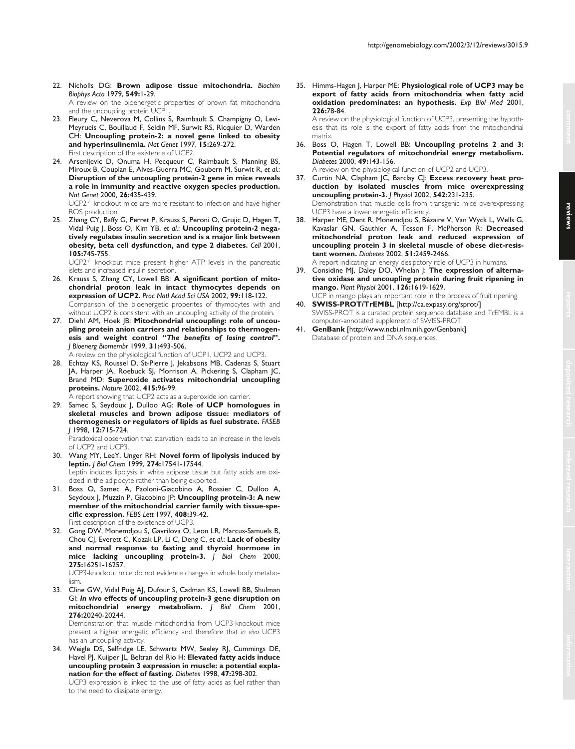22. Nicholls DG: **Brown adipose tissue mitochondria.** *Biochim Biophys Acta* 1979, **549:**1-29.
    A review on the bioenergetic properties of brown fat mitochondria and the uncoupling protein UCP1.

23. Fleury C, Neverova M, Collins S, Raimbault S, Champigny O, Levi-Meyrueis C, Bouillaud F, Seldin MF, Surwit RS, Ricquier D, Warden CH: **Uncoupling protein-2: a novel gene linked to obesity and hyperinsulinemia.** *Nat Genet* 1997, **15:**269-272.
    First description of the existence of UCP2.

24. Arsenijevic D, Onuma H, Pecqueur C, Raimbault S, Manning BS, Miroux B, Couplan E, Alves-Guerra MC, Goubern M, Surwit R, *et al.*: **Disruption of the uncoupling protein-2 gene in mice reveals a role in immunity and reactive oxygen species production.** *Nat Genet* 2000, **26:**435-439.
    UCP2$^{-/-}$ knockout mice are more resistant to infection and have higher ROS production.

25. Zhang CY, Baffy G, Perret P, Krauss S, Peroni O, Grujic D, Hagen T, Vidal Puig J, Boss O, Kim YB, *et al.*: **Uncoupling protein-2 negatively regulates insulin secretion and is a major link between obesity, beta cell dysfunction, and type 2 diabetes.** *Cell* 2001, **105:**745-755.
    UCP2$^{-/-}$ knockout mice present higher ATP levels in the pancreatic islets and increased insulin secretion.

26. Krauss S, Zhang CY, Lowell BB: **A significant portion of mitochondrial proton leak in intact thymocytes depends on expression of UCP2.** *Proc Natl Acad Sci USA* 2002, **99:**118-122.
    Comparison of the bioenergetic properites of thymocytes with and without UCP2 is consistent with an uncoupling activity of the protein.

27. Diehl AM, Hoek JB: **Mitochondrial uncoupling: role of uncoupling protein anion carriers and relationships to thermogenesis and weight control "*The benefits of losing control*".** *J Bioenerg Biomembr* 1999, **31:**493-506.
    A review on the physiological function of UCP1, UCP2 and UCP3.

28. Echtay KS, Roussel D, St-Pierre J, Jekabsons MB, Cadenas S, Stuart JA, Harper JA, Roebuck SJ, Morrison A, Pickering S, Clapham JC, Brand MD: **Superoxide activates mitochondrial uncoupling proteins.** *Nature* 2002, **415:**96-99.
    A report showing that UCP2 acts as a superoxide ion carrier.

29. Samec S, Seydoux J, Dulloo AG: **Role of UCP homologues in skeletal muscles and brown adipose tissue: mediators of thermogenesis or regulators of lipids as fuel substrate.** *FASEB J* 1998, **12:**715-724.
    Paradoxical observation that starvation leads to an increase in the levels of UCP2 and UCP3.

30. Wang MY, LeeY, Unger RH: **Novel form of lipolysis induced by leptin.** *J Biol Chem* 1999, **274:**17541-17544.
    Leptin induces lipolysis in white adipose tissue but fatty acids are oxidized in the adipocyte rather than being exported.

31. Boss O, Samec A, Paoloni-Giacobino A, Rossier C, Dulloo A, Seydoux J, Muzzin P, Giacobino JP: **Uncoupling protein-3: A new member of the mitochondrial carrier family with tissue-specific expression.** *FEBS Lett* 1997, **408:**39-42.
    First description of the existence of UCP3.

32. Gong DW, Monemdjou S, Gavrilova O, Leon LR, Marcus-Samuels B, Chou CJ, Everett C, Kozak LP, Li C, Deng C, *et al.*: **Lack of obesity and normal response to fasting and thyroid hormone in mice lacking uncoupling protein-3.** *J Biol Chem* 2000, **275:**16251-16257.
    UCP3-knockout mice do not evidence changes in whole body metabolism.

33. Cline GW, Vidal Puig AJ, Dufour S, Cadman KS, Lowell BB, Shulman GI: ***In vivo* effects of uncoupling protein-3 gene disruption on mitochondrial energy metabolism.** *J Biol Chem* 2001, **276:**20240-20244.
    Demonstration that muscle mitochondria from UCP3-knockout mice present a higher energetic efficiency and therefore that *in vivo* UCP3 has an uncoupling activity.

34. Weigle DS, Selfridge LE, Schwartz MW, Seeley RJ, Cummings DE, Havel PJ, Kuijper JL, Beltran del Rio H: **Elevated fatty acids induce uncoupling protein 3 expression in muscle: a potential explanation for the effect of fasting.** *Diabetes* 1998, **47:**298-302.
    UCP3 expression is linked to the use of fatty acids as fuel rather than to the need to dissipate energy.

35. Himms-Hagen J, Harper ME: **Physiological role of UCP3 may be export of fatty acids from mitochondria when fatty acid oxidation predominates: an hypothesis.** *Exp Biol Med* 2001, **226:**78-84.
    A review on the physiological function of UCP3, presenting the hypothesis that its role is the export of fatty acids from the mitochondrial matrix.

36. Boss O, Hagen T, Lowell BB: **Uncoupling proteins 2 and 3: Potential regulators of mitochondrial energy metabolism.** *Diabetes* 2000, **49:**143-156.
    A review on the physiological function of UCP2 and UCP3.

37. Curtin NA, Clapham JC, Barclay CJ: **Excess recovery heat production by isolated muscles from mice overexpressing uncoupling protein-3.** *J Physiol* 2002, **542:**231-235.
    Demonstration that muscle cells from transgenic mice overexpressing UCP3 have a lower energetic efficiency.

38. Harper ME, Dent R, Monemdjou S, Bézaire V, Van Wyck L, Wells G, Kavaslar GN, Gauthier A, Tesson F, McPherson R: **Decreased mitochondrial proton leak and reduced expression of uncoupling protein 3 in skeletal muscle of obese diet-resistant women.** *Diabetes* 2002, **51:**2459-2466.
    A report indicating an energy dissipatory role of UCP3 in humans.

39. Considine MJ, Daley DO, Whelan J: **The expression of alternative oxidase and uncoupling protein during fruit ripening in mango.** *Plant Physiol* 2001, **126:**1619-1629.
    UCP in mango plays an important role in the process of fruit ripening.

40. **SWISS-PROT/TrEMBL** [http://ca.expasy.org/sprot/]
    SWISS-PROT is a curated protein sequence database and TrEMBL is a computer-annotated supplement of SWISS-PROT.

41. **GenBank** [http://www.ncbi.nlm.nih.gov/Genbank]
    Database of protein and DNA sequences.